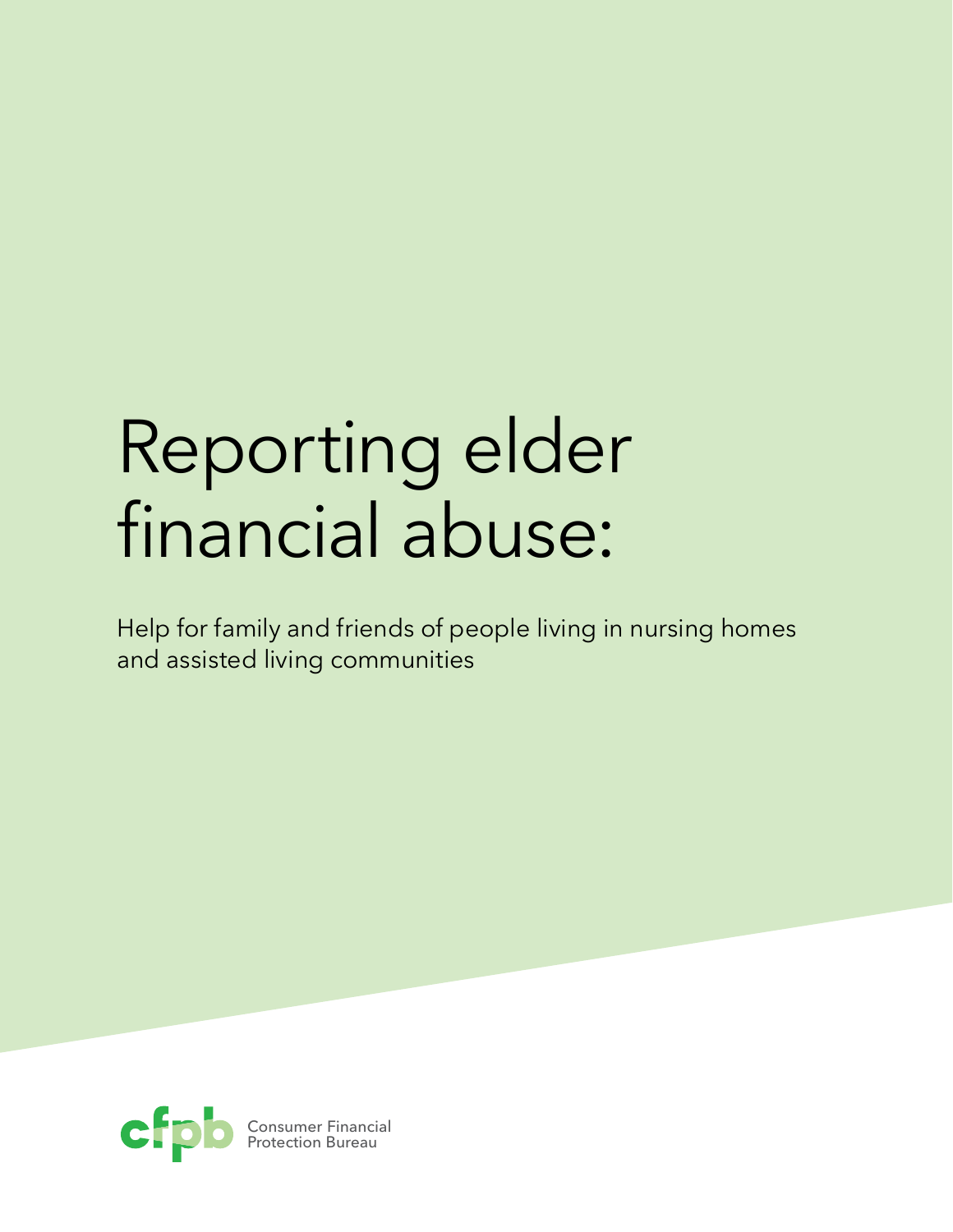# Reporting elder financial abuse:

Help for family and friends of people living in nursing homes and assisted living communities

Consumer Financial Protection Bureau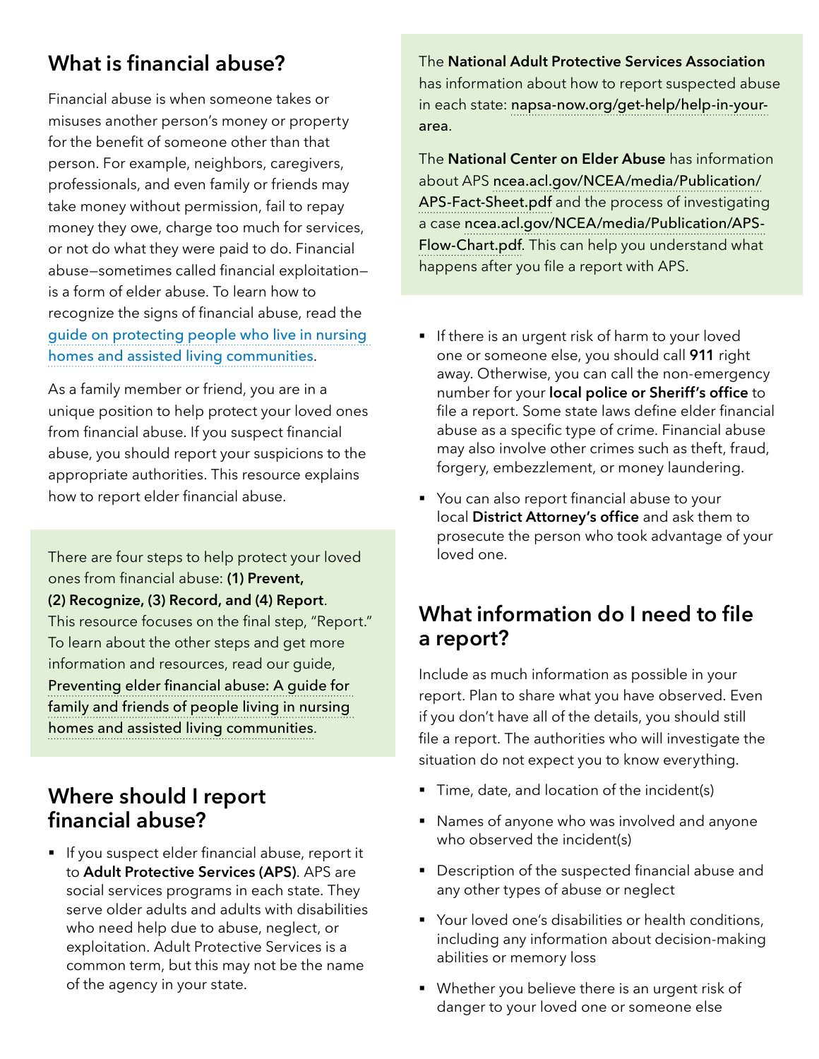## What is financial abuse?

Financial abuse is when someone takes or misuses another person's money or property for the benefit of someone other than that person. For example, neighbors, caregivers, professionals, and even family or friends may take money without permission, fail to repay money they owe, charge too much for services, or not do what they were paid to do. Financial abuse—sometimes called financial exploitation—is a form of elder abuse. To learn how to recognize the signs of financial abuse, read the guide on protecting people who live in nursing homes and assisted living communities.

As a family member or friend, you are in a unique position to help protect your loved ones from financial abuse. If you suspect financial abuse, you should report your suspicions to the appropriate authorities. This resource explains how to report elder financial abuse.

There are four steps to help protect your loved ones from financial abuse: **(1) Prevent, (2) Recognize, (3) Record, and (4) Report**. This resource focuses on the final step, "Report." To learn about the other steps and get more information and resources, read our guide, Preventing elder financial abuse: A guide for family and friends of people living in nursing homes and assisted living communities.

## Where should I report financial abuse?

- If you suspect elder financial abuse, report it to **Adult Protective Services (APS)**. APS are social services programs in each state. They serve older adults and adults with disabilities who need help due to abuse, neglect, or exploitation. Adult Protective Services is a common term, but this may not be the name of the agency in your state.

The **National Adult Protective Services Association** has information about how to report suspected abuse in each state: napsa-now.org/get-help/help-in-your-area.

The **National Center on Elder Abuse** has information about APS ncea.acl.gov/NCEA/media/Publication/APS-Fact-Sheet.pdf and the process of investigating a case ncea.acl.gov/NCEA/media/Publication/APS-Flow-Chart.pdf. This can help you understand what happens after you file a report with APS.

- If there is an urgent risk of harm to your loved one or someone else, you should call **911** right away. Otherwise, you can call the non-emergency number for your **local police or Sheriff's office** to file a report. Some state laws define elder financial abuse as a specific type of crime. Financial abuse may also involve other crimes such as theft, fraud, forgery, embezzlement, or money laundering.
- You can also report financial abuse to your local **District Attorney's office** and ask them to prosecute the person who took advantage of your loved one.

## What information do I need to file a report?

Include as much information as possible in your report. Plan to share what you have observed. Even if you don't have all of the details, you should still file a report. The authorities who will investigate the situation do not expect you to know everything.

- Time, date, and location of the incident(s)
- Names of anyone who was involved and anyone who observed the incident(s)
- Description of the suspected financial abuse and any other types of abuse or neglect
- Your loved one's disabilities or health conditions, including any information about decision-making abilities or memory loss
- Whether you believe there is an urgent risk of danger to your loved one or someone else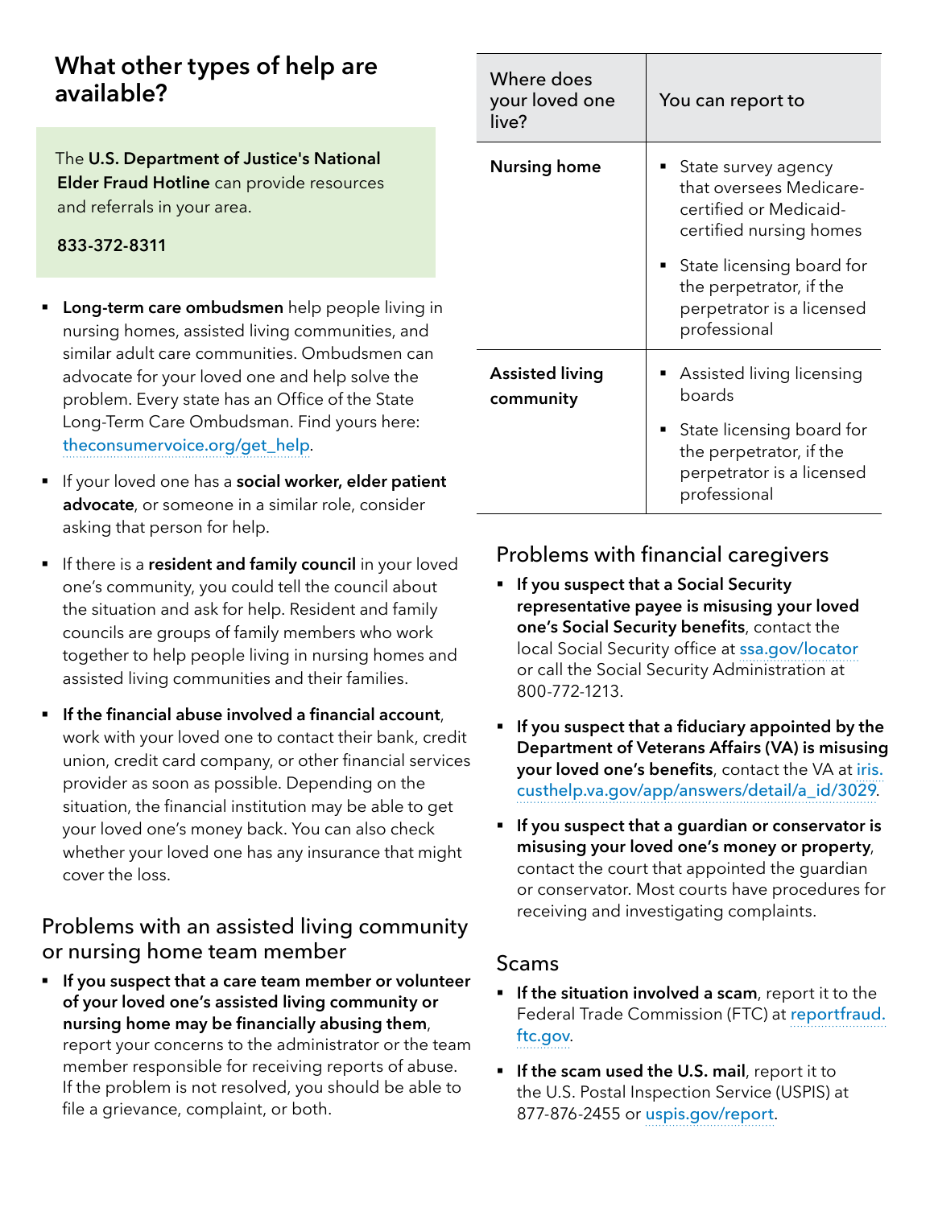## What other types of help are available?

The **U.S. Department of Justice's National Elder Fraud Hotline** can provide resources and referrals in your area.

**833-372-8311**

- **Long-term care ombudsmen** help people living in nursing homes, assisted living communities, and similar adult care communities. Ombudsmen can advocate for your loved one and help solve the problem. Every state has an Office of the State Long-Term Care Ombudsman. Find yours here: theconsumervoice.org/get_help.
- If your loved one has a **social worker, elder patient advocate**, or someone in a similar role, consider asking that person for help.
- If there is a **resident and family council** in your loved one's community, you could tell the council about the situation and ask for help. Resident and family councils are groups of family members who work together to help people living in nursing homes and assisted living communities and their families.
- **If the financial abuse involved a financial account**, work with your loved one to contact their bank, credit union, credit card company, or other financial services provider as soon as possible. Depending on the situation, the financial institution may be able to get your loved one's money back. You can also check whether your loved one has any insurance that might cover the loss.

### Problems with an assisted living community or nursing home team member

- **If you suspect that a care team member or volunteer of your loved one's assisted living community or nursing home may be financially abusing them**, report your concerns to the administrator or the team member responsible for receiving reports of abuse. If the problem is not resolved, you should be able to file a grievance, complaint, or both.

| Where does your loved one live? | You can report to |
|---|---|
| **Nursing home** | ▪ State survey agency that oversees Medicare-certified or Medicaid-certified nursing homes<br>▪ State licensing board for the perpetrator, if the perpetrator is a licensed professional |
| **Assisted living community** | ▪ Assisted living licensing boards<br>▪ State licensing board for the perpetrator, if the perpetrator is a licensed professional |

### Problems with financial caregivers

- **If you suspect that a Social Security representative payee is misusing your loved one's Social Security benefits**, contact the local Social Security office at ssa.gov/locator or call the Social Security Administration at 800-772-1213.
- **If you suspect that a fiduciary appointed by the Department of Veterans Affairs (VA) is misusing your loved one's benefits**, contact the VA at iris.custhelp.va.gov/app/answers/detail/a_id/3029.
- **If you suspect that a guardian or conservator is misusing your loved one's money or property**, contact the court that appointed the guardian or conservator. Most courts have procedures for receiving and investigating complaints.

### Scams

- **If the situation involved a scam**, report it to the Federal Trade Commission (FTC) at reportfraud.ftc.gov.
- **If the scam used the U.S. mail**, report it to the U.S. Postal Inspection Service (USPIS) at 877-876-2455 or uspis.gov/report.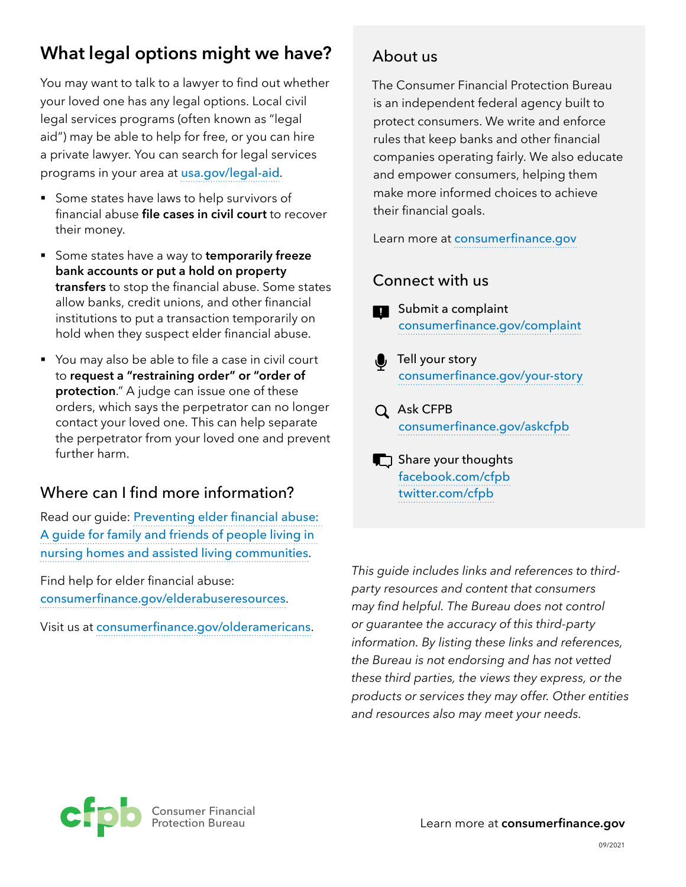## What legal options might we have?

You may want to talk to a lawyer to find out whether your loved one has any legal options. Local civil legal services programs (often known as "legal aid") may be able to help for free, or you can hire a private lawyer. You can search for legal services programs in your area at usa.gov/legal-aid.

- Some states have laws to help survivors of financial abuse **file cases in civil court** to recover their money.
- Some states have a way to **temporarily freeze bank accounts or put a hold on property transfers** to stop the financial abuse. Some states allow banks, credit unions, and other financial institutions to put a transaction temporarily on hold when they suspect elder financial abuse.
- You may also be able to file a case in civil court to **request a "restraining order" or "order of protection**." A judge can issue one of these orders, which says the perpetrator can no longer contact your loved one. This can help separate the perpetrator from your loved one and prevent further harm.

### Where can I find more information?

Read our guide: Preventing elder financial abuse: A guide for family and friends of people living in nursing homes and assisted living communities.

Find help for elder financial abuse: consumerfinance.gov/elderabuseresources.

Visit us at consumerfinance.gov/olderamericans.

### About us

The Consumer Financial Protection Bureau is an independent federal agency built to protect consumers. We write and enforce rules that keep banks and other financial companies operating fairly. We also educate and empower consumers, helping them make more informed choices to achieve their financial goals.

Learn more at consumerfinance.gov

### Connect with us

Submit a complaint
consumerfinance.gov/complaint

Tell your story
consumerfinance.gov/your-story

Ask CFPB
consumerfinance.gov/askcfpb

Share your thoughts
facebook.com/cfpb
twitter.com/cfpb

*This guide includes links and references to third-party resources and content that consumers may find helpful. The Bureau does not control or guarantee the accuracy of this third-party information. By listing these links and references, the Bureau is not endorsing and has not vetted these third parties, the views they express, or the products or services they may offer. Other entities and resources also may meet your needs.*

cfpb Consumer Financial Protection Bureau

Learn more at **consumerfinance.gov**

09/2021